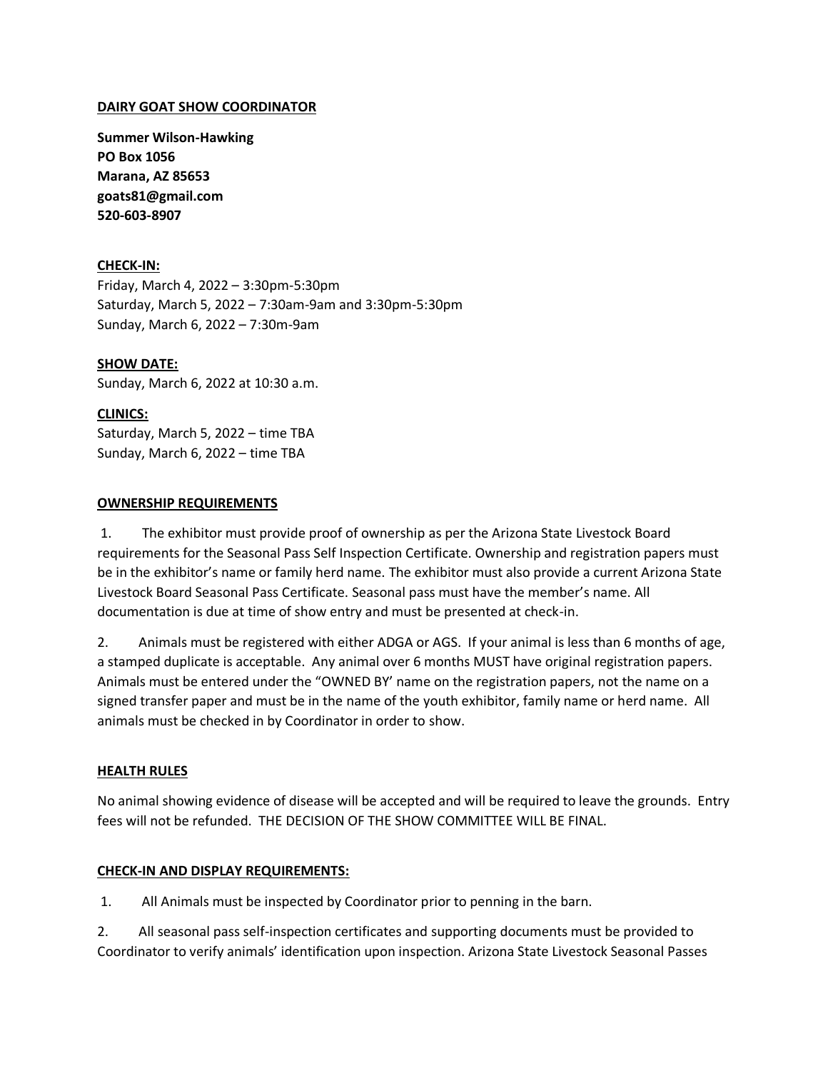**DAIRY GOAT SHOW COORDINATOR**

**Summer Wilson-Hawking**
**PO Box 1056**
**Marana, AZ 85653**
**goats81@gmail.com**
**520-603-8907**

**CHECK-IN:**
Friday, March 4, 2022 – 3:30pm-5:30pm
Saturday, March 5, 2022 – 7:30am-9am and 3:30pm-5:30pm
Sunday, March 6, 2022 – 7:30m-9am

**SHOW DATE:**
Sunday, March 6, 2022 at 10:30 a.m.

**CLINICS:**
Saturday, March 5, 2022 – time TBA
Sunday, March 6, 2022 – time TBA

**OWNERSHIP REQUIREMENTS**

1. The exhibitor must provide proof of ownership as per the Arizona State Livestock Board requirements for the Seasonal Pass Self Inspection Certificate. Ownership and registration papers must be in the exhibitor's name or family herd name. The exhibitor must also provide a current Arizona State Livestock Board Seasonal Pass Certificate. Seasonal pass must have the member's name. All documentation is due at time of show entry and must be presented at check-in.

2. Animals must be registered with either ADGA or AGS. If your animal is less than 6 months of age, a stamped duplicate is acceptable. Any animal over 6 months MUST have original registration papers. Animals must be entered under the "OWNED BY' name on the registration papers, not the name on a signed transfer paper and must be in the name of the youth exhibitor, family name or herd name. All animals must be checked in by Coordinator in order to show.

**HEALTH RULES**

No animal showing evidence of disease will be accepted and will be required to leave the grounds. Entry fees will not be refunded. THE DECISION OF THE SHOW COMMITTEE WILL BE FINAL.

**CHECK-IN AND DISPLAY REQUIREMENTS:**

1. All Animals must be inspected by Coordinator prior to penning in the barn.

2. All seasonal pass self-inspection certificates and supporting documents must be provided to Coordinator to verify animals' identification upon inspection. Arizona State Livestock Seasonal Passes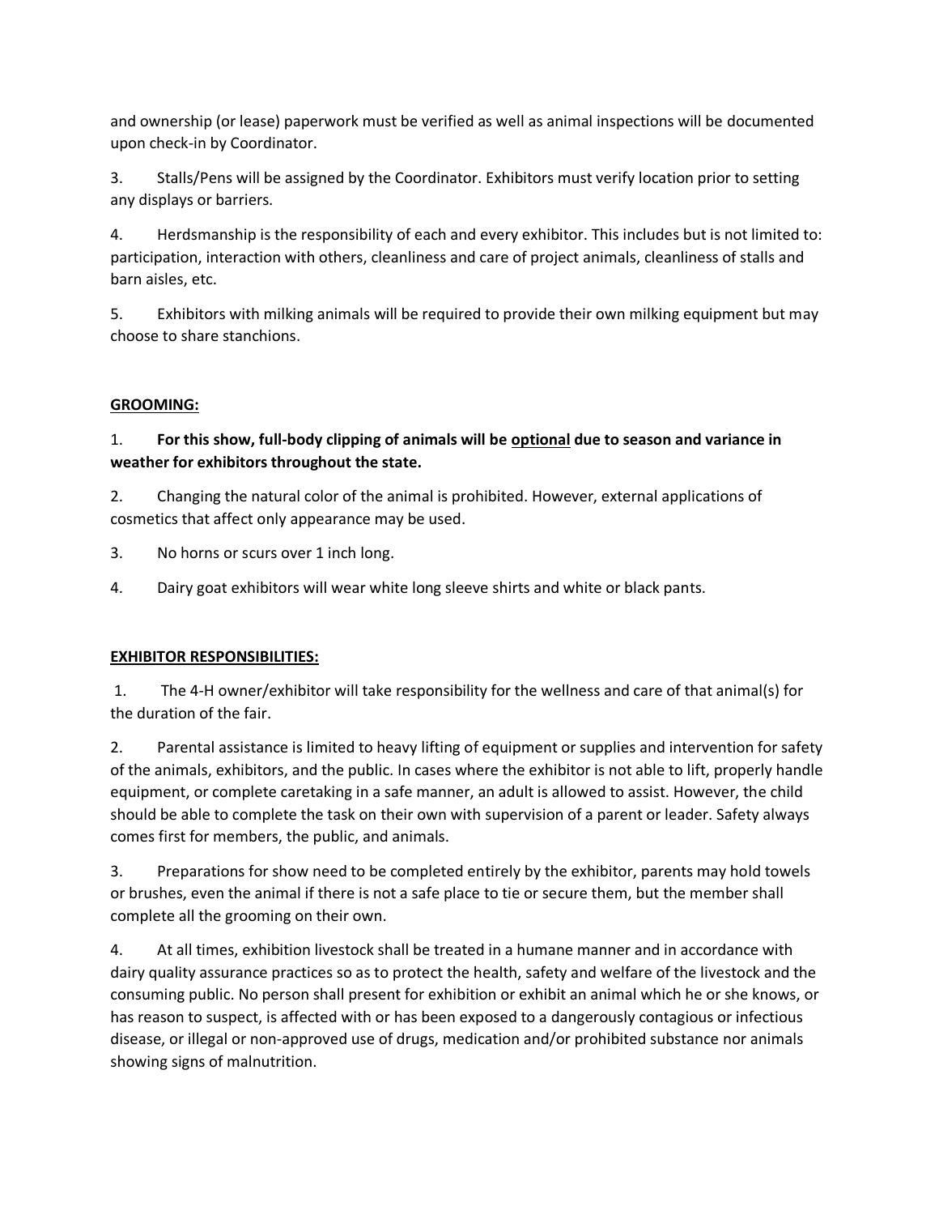and ownership (or lease) paperwork must be verified as well as animal inspections will be documented upon check-in by Coordinator.

3. Stalls/Pens will be assigned by the Coordinator. Exhibitors must verify location prior to setting any displays or barriers.

4. Herdsmanship is the responsibility of each and every exhibitor. This includes but is not limited to: participation, interaction with others, cleanliness and care of project animals, cleanliness of stalls and barn aisles, etc.

5. Exhibitors with milking animals will be required to provide their own milking equipment but may choose to share stanchions.

**GROOMING:**

1. **For this show, full-body clipping of animals will be optional due to season and variance in weather for exhibitors throughout the state.**

2. Changing the natural color of the animal is prohibited. However, external applications of cosmetics that affect only appearance may be used.

3. No horns or scurs over 1 inch long.

4. Dairy goat exhibitors will wear white long sleeve shirts and white or black pants.

**EXHIBITOR RESPONSIBILITIES:**

1. The 4-H owner/exhibitor will take responsibility for the wellness and care of that animal(s) for the duration of the fair.

2. Parental assistance is limited to heavy lifting of equipment or supplies and intervention for safety of the animals, exhibitors, and the public. In cases where the exhibitor is not able to lift, properly handle equipment, or complete caretaking in a safe manner, an adult is allowed to assist. However, the child should be able to complete the task on their own with supervision of a parent or leader. Safety always comes first for members, the public, and animals.

3. Preparations for show need to be completed entirely by the exhibitor, parents may hold towels or brushes, even the animal if there is not a safe place to tie or secure them, but the member shall complete all the grooming on their own.

4. At all times, exhibition livestock shall be treated in a humane manner and in accordance with dairy quality assurance practices so as to protect the health, safety and welfare of the livestock and the consuming public. No person shall present for exhibition or exhibit an animal which he or she knows, or has reason to suspect, is affected with or has been exposed to a dangerously contagious or infectious disease, or illegal or non-approved use of drugs, medication and/or prohibited substance nor animals showing signs of malnutrition.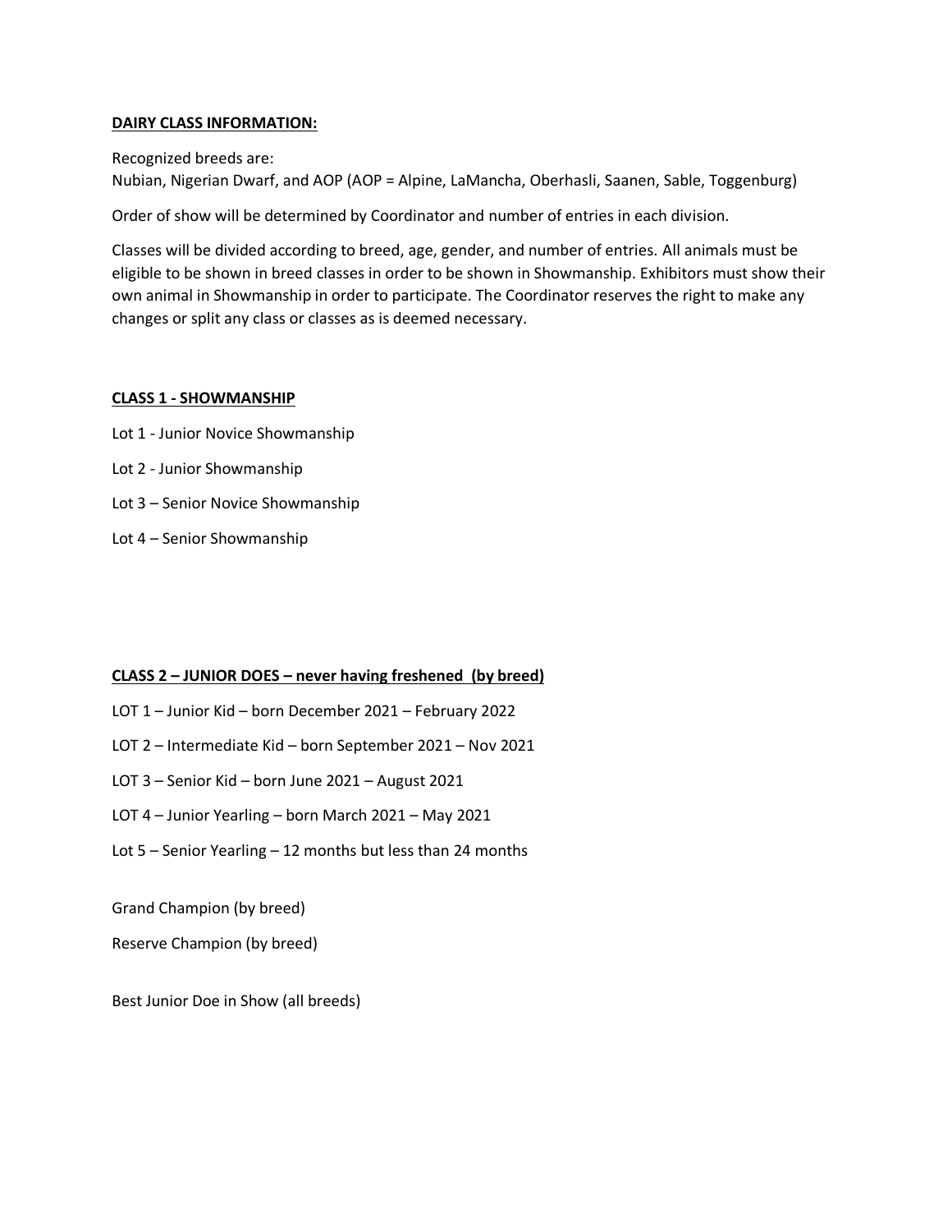**DAIRY CLASS INFORMATION:**

Recognized breeds are:
Nubian, Nigerian Dwarf, and AOP (AOP = Alpine, LaMancha, Oberhasli, Saanen, Sable, Toggenburg)

Order of show will be determined by Coordinator and number of entries in each division.

Classes will be divided according to breed, age, gender, and number of entries. All animals must be eligible to be shown in breed classes in order to be shown in Showmanship. Exhibitors must show their own animal in Showmanship in order to participate. The Coordinator reserves the right to make any changes or split any class or classes as is deemed necessary.

**CLASS 1 - SHOWMANSHIP**

Lot 1 - Junior Novice Showmanship

Lot 2 - Junior Showmanship

Lot 3 – Senior Novice Showmanship

Lot 4 – Senior Showmanship

**CLASS 2 – JUNIOR DOES – never having freshened (by breed)**

LOT 1 – Junior Kid – born December 2021 – February 2022

LOT 2 – Intermediate Kid – born September 2021 – Nov 2021

LOT 3 – Senior Kid – born June 2021 – August 2021

LOT 4 – Junior Yearling – born March 2021 – May 2021

Lot 5 – Senior Yearling – 12 months but less than 24 months

Grand Champion (by breed)

Reserve Champion (by breed)

Best Junior Doe in Show (all breeds)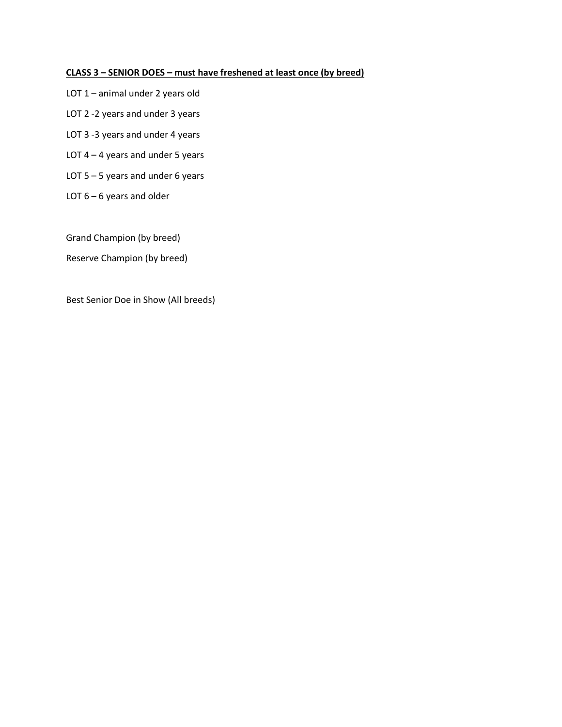**CLASS 3 – SENIOR DOES – must have freshened at least once (by breed)**

LOT 1 – animal under 2 years old

LOT 2 -2 years and under 3 years

LOT 3 -3 years and under 4 years

LOT 4 – 4 years and under 5 years

LOT 5 – 5 years and under 6 years

LOT 6 – 6 years and older

Grand Champion (by breed)

Reserve Champion (by breed)

Best Senior Doe in Show (All breeds)